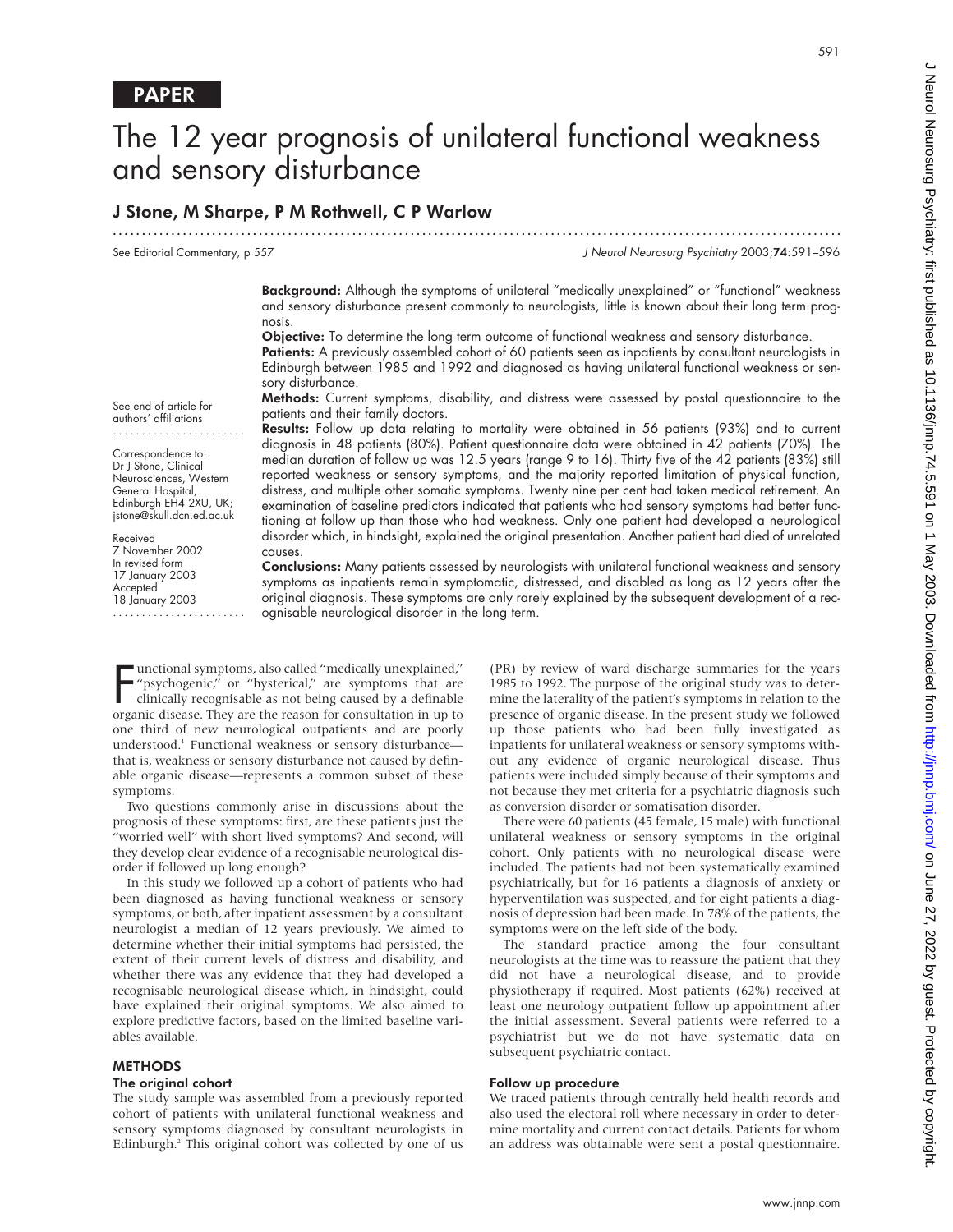PAPER

# The 12 year prognosis of unilateral functional weakness and sensory disturbance

## J Stone, M Sharpe, P M Rothwell, C P Warlow

See Editorial Commentary, p 557

See end of article for authors' affiliations

Correspondence to: Dr J Stone, Clinical Neurosciences, Western General Hospital, Edinburgh EH4 2XU, UK; jstone@skull.dcn.ed.ac.uk

Received 7 November 2002
In revised form 17 January 2003
Accepted 18 January 2003

**Background:** Although the symptoms of unilateral "medically unexplained" or "functional" weakness and sensory disturbance present commonly to neurologists, little is known about their long term prognosis.

**Objective:** To determine the long term outcome of functional weakness and sensory disturbance.

**Patients:** A previously assembled cohort of 60 patients seen as inpatients by consultant neurologists in Edinburgh between 1985 and 1992 and diagnosed as having unilateral functional weakness or sensory disturbance.

**Methods:** Current symptoms, disability, and distress were assessed by postal questionnaire to the patients and their family doctors.

**Results:** Follow up data relating to mortality were obtained in 56 patients (93%) and to current diagnosis in 48 patients (80%). Patient questionnaire data were obtained in 42 patients (70%). The median duration of follow up was 12.5 years (range 9 to 16). Thirty five of the 42 patients (83%) still reported weakness or sensory symptoms, and the majority reported limitation of physical function, distress, and multiple other somatic symptoms. Twenty nine per cent had taken medical retirement. An examination of baseline predictors indicated that patients who had sensory symptoms had better functioning at follow up than those who had weakness. Only one patient had developed a neurological disorder which, in hindsight, explained the original presentation. Another patient had died of unrelated causes.

**Conclusions:** Many patients assessed by neurologists with unilateral functional weakness and sensory symptoms as inpatients remain symptomatic, distressed, and disabled as long as 12 years after the original diagnosis. These symptoms are only rarely explained by the subsequent development of a recognisable neurological disorder in the long term.

Functional symptoms, also called "medically unexplained," "psychogenic," or "hysterical," are symptoms that are clinically recognisable as not being caused by a definable organic disease. They are the reason for consultation in up to one third of new neurological outpatients and are poorly understood.[1] Functional weakness or sensory disturbance—that is, weakness or sensory disturbance not caused by definable organic disease—represents a common subset of these symptoms.

Two questions commonly arise in discussions about the prognosis of these symptoms: first, are these patients just the "worried well" with short lived symptoms? And second, will they develop clear evidence of a recognisable neurological disorder if followed up long enough?

In this study we followed up a cohort of patients who had been diagnosed as having functional weakness or sensory symptoms, or both, after inpatient assessment by a consultant neurologist a median of 12 years previously. We aimed to determine whether their initial symptoms had persisted, the extent of their current levels of distress and disability, and whether there was any evidence that they had developed a recognisable neurological disease which, in hindsight, could have explained their original symptoms. We also aimed to explore predictive factors, based on the limited baseline variables available.

## METHODS

### The original cohort

The study sample was assembled from a previously reported cohort of patients with unilateral functional weakness and sensory symptoms diagnosed by consultant neurologists in Edinburgh.[2] This original cohort was collected by one of us (PR) by review of ward discharge summaries for the years 1985 to 1992. The purpose of the original study was to determine the laterality of the patient's symptoms in relation to the presence of organic disease. In the present study we followed up those patients who had been fully investigated as inpatients for unilateral weakness or sensory symptoms without any evidence of organic neurological disease. Thus patients were included simply because of their symptoms and not because they met criteria for a psychiatric diagnosis such as conversion disorder or somatisation disorder.

There were 60 patients (45 female, 15 male) with functional unilateral weakness or sensory symptoms in the original cohort. Only patients with no neurological disease were included. The patients had not been systematically examined psychiatrically, but for 16 patients a diagnosis of anxiety or hyperventilation was suspected, and for eight patients a diagnosis of depression had been made. In 78% of the patients, the symptoms were on the left side of the body.

The standard practice among the four consultant neurologists at the time was to reassure the patient that they did not have a neurological disease, and to provide physiotherapy if required. Most patients (62%) received at least one neurology outpatient follow up appointment after the initial assessment. Several patients were referred to a psychiatrist but we do not have systematic data on subsequent psychiatric contact.

### Follow up procedure

We traced patients through centrally held health records and also used the electoral roll where necessary in order to determine mortality and current contact details. Patients for whom an address was obtainable were sent a postal questionnaire.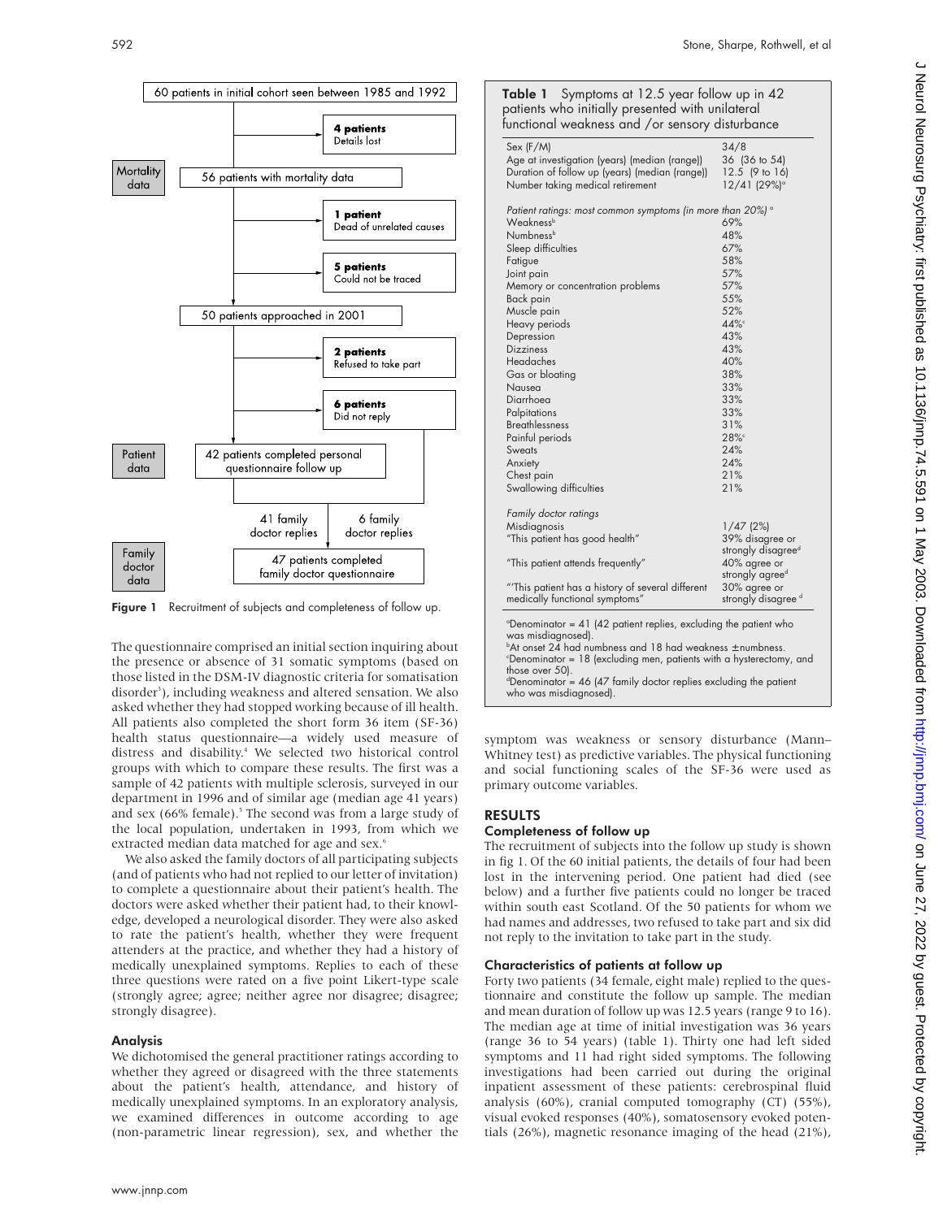60 patients in initial cohort seen between 1985 and 1992

- 4 patients: Details lost

Mortality data — 56 patients with mortality data

- 1 patient: Dead of unrelated causes
- 5 patients: Could not be traced

50 patients approached in 2001

- 2 patients: Refused to take part
- 6 patients: Did not reply

Patient data — 42 patients completed personal questionnaire follow up

41 family doctor replies | 6 family doctor replies

Family doctor data — 47 patients completed family doctor questionnaire

**Figure 1** Recruitment of subjects and completeness of follow up.

The questionnaire comprised an initial section inquiring about the presence or absence of 31 somatic symptoms (based on those listed in the DSM-IV diagnostic criteria for somatisation disorder[3]), including weakness and altered sensation. We also asked whether they had stopped working because of ill health. All patients also completed the short form 36 item (SF-36) health status questionnaire—a widely used measure of distress and disability.[4] We selected two historical control groups with which to compare these results. The first was a sample of 42 patients with multiple sclerosis, surveyed in our department in 1996 and of similar age (median age 41 years) and sex (66% female).[5] The second was from a large study of the local population, undertaken in 1993, from which we extracted median data matched for age and sex.[6]

We also asked the family doctors of all participating subjects (and of patients who had not replied to our letter of invitation) to complete a questionnaire about their patient's health. The doctors were asked whether their patient had, to their knowledge, developed a neurological disorder. They were also asked to rate the patient's health, whether they were frequent attenders at the practice, and whether they had a history of medically unexplained symptoms. Replies to each of these three questions were rated on a five point Likert-type scale (strongly agree; agree; neither agree nor disagree; disagree; strongly disagree).

### Analysis

We dichotomised the general practitioner ratings according to whether they agreed or disagreed with the three statements about the patient's health, attendance, and history of medically unexplained symptoms. In an exploratory analysis, we examined differences in outcome according to age (non-parametric linear regression), sex, and whether the symptom was weakness or sensory disturbance (Mann–Whitney test) as predictive variables. The physical functioning and social functioning scales of the SF-36 were used as primary outcome variables.

**Table 1** Symptoms at 12.5 year follow up in 42 patients who initially presented with unilateral functional weakness and /or sensory disturbance

| | |
|---|---|
| Sex (F/M) | 34/8 |
| Age at investigation (years) (median (range)) | 36 (36 to 54) |
| Duration of follow up (years) (median (range)) | 12.5 (9 to 16) |
| Number taking medical retirement | 12/41 (29%)[a] |
| *Patient ratings: most common symptoms (in more than 20%)* [a] | |
| Weakness[b] | 69% |
| Numbness[b] | 48% |
| Sleep difficulties | 67% |
| Fatigue | 58% |
| Joint pain | 57% |
| Memory or concentration problems | 57% |
| Back pain | 55% |
| Muscle pain | 52% |
| Heavy periods | 44%[c] |
| Depression | 43% |
| Dizziness | 43% |
| Headaches | 40% |
| Gas or bloating | 38% |
| Nausea | 33% |
| Diarrhoea | 33% |
| Palpitations | 33% |
| Breathlessness | 31% |
| Painful periods | 28%[c] |
| Sweats | 24% |
| Anxiety | 24% |
| Chest pain | 21% |
| Swallowing difficulties | 21% |
| *Family doctor ratings* | |
| Misdiagnosis | 1/47 (2%) |
| "This patient has good health" | 39% disagree or strongly disagree[d] |
| "This patient attends frequently" | 40% agree or strongly agree[d] |
| "This patient has a history of several different medically functional symptoms" | 30% agree or strongly disagree [d] |

[a]Denominator = 41 (42 patient replies, excluding the patient who was misdiagnosed).
[b]At onset 24 had numbness and 18 had weakness ±numbness.
[c]Denominator = 18 (excluding men, patients with a hysterectomy, and those over 50).
[d]Denominator = 46 (47 family doctor replies excluding the patient who was misdiagnosed).

## RESULTS

### Completeness of follow up

The recruitment of subjects into the follow up study is shown in fig 1. Of the 60 initial patients, the details of four had been lost in the intervening period. One patient had died (see below) and a further five patients could no longer be traced within south east Scotland. Of the 50 patients for whom we had names and addresses, two refused to take part and six did not reply to the invitation to take part in the study.

### Characteristics of patients at follow up

Forty two patients (34 female, eight male) replied to the questionnaire and constitute the follow up sample. The median and mean duration of follow up was 12.5 years (range 9 to 16). The median age at time of initial investigation was 36 years (range 36 to 54 years) (table 1). Thirty one had left sided symptoms and 11 had right sided symptoms. The following investigations had been carried out during the original inpatient assessment of these patients: cerebrospinal fluid analysis (60%), cranial computed tomography (CT) (55%), visual evoked responses (40%), somatosensory evoked potentials (26%), magnetic resonance imaging of the head (21%),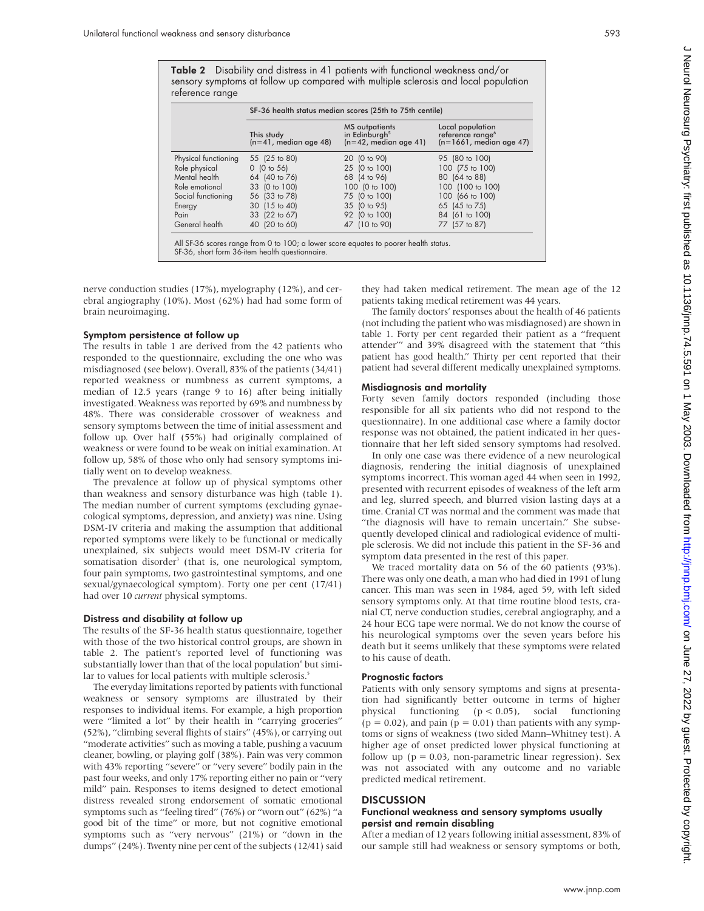**Table 2** Disability and distress in 41 patients with functional weakness and/or sensory symptoms at follow up compared with multiple sclerosis and local population reference range

| | SF-36 health status median scores (25th to 75th centile) | | |
|---|---|---|---|
| | This study (n=41, median age 48) | MS outpatients in Edinburgh[5] (n=42, median age 41) | Local population reference range[6] (n=1661, median age 47) |
| Physical functioning | 55 (25 to 80) | 20 (0 to 90) | 95 (80 to 100) |
| Role physical | 0 (0 to 56) | 25 (0 to 100) | 100 (75 to 100) |
| Mental health | 64 (40 to 76) | 68 (4 to 96) | 80 (64 to 88) |
| Role emotional | 33 (0 to 100) | 100 (0 to 100) | 100 (100 to 100) |
| Social functioning | 56 (33 to 78) | 75 (0 to 100) | 100 (66 to 100) |
| Energy | 30 (15 to 40) | 35 (0 to 95) | 65 (45 to 75) |
| Pain | 33 (22 to 67) | 92 (0 to 100) | 84 (61 to 100) |
| General health | 40 (20 to 60) | 47 (10 to 90) | 77 (57 to 87) |

All SF-36 scores range from 0 to 100; a lower score equates to poorer health status.
SF-36, short form 36-item health questionnaire.

nerve conduction studies (17%), myelography (12%), and cerebral angiography (10%). Most (62%) had had some form of brain neuroimaging.

### Symptom persistence at follow up

The results in table 1 are derived from the 42 patients who responded to the questionnaire, excluding the one who was misdiagnosed (see below). Overall, 83% of the patients (34/41) reported weakness or numbness as current symptoms, a median of 12.5 years (range 9 to 16) after being initially investigated. Weakness was reported by 69% and numbness by 48%. There was considerable crossover of weakness and sensory symptoms between the time of initial assessment and follow up. Over half (55%) had originally complained of weakness or were found to be weak on initial examination. At follow up, 58% of those who only had sensory symptoms initially went on to develop weakness.

The prevalence at follow up of physical symptoms other than weakness and sensory disturbance was high (table 1). The median number of current symptoms (excluding gynaecological symptoms, depression, and anxiety) was nine. Using DSM-IV criteria and making the assumption that additional reported symptoms were likely to be functional or medically unexplained, six subjects would meet DSM-IV criteria for somatisation disorder[3] (that is, one neurological symptom, four pain symptoms, two gastrointestinal symptoms, and one sexual/gynaecological symptom). Forty one per cent (17/41) had over 10 *current* physical symptoms.

### Distress and disability at follow up

The results of the SF-36 health status questionnaire, together with those of the two historical control groups, are shown in table 2. The patient's reported level of functioning was substantially lower than that of the local population[6] but similar to values for local patients with multiple sclerosis.[5]

The everyday limitations reported by patients with functional weakness or sensory symptoms are illustrated by their responses to individual items. For example, a high proportion were "limited a lot" by their health in "carrying groceries" (52%), "climbing several flights of stairs" (45%), or carrying out "moderate activities" such as moving a table, pushing a vacuum cleaner, bowling, or playing golf (38%). Pain was very common with 43% reporting "severe" or "very severe" bodily pain in the past four weeks, and only 17% reporting either no pain or "very mild" pain. Responses to items designed to detect emotional distress revealed strong endorsement of somatic emotional symptoms such as "feeling tired" (76%) or "worn out" (62%) "a good bit of the time" or more, but not cognitive emotional symptoms such as "very nervous" (21%) or "down in the dumps" (24%). Twenty nine per cent of the subjects (12/41) said they had taken medical retirement. The mean age of the 12 patients taking medical retirement was 44 years.

The family doctors' responses about the health of 46 patients (not including the patient who was misdiagnosed) are shown in table 1. Forty per cent regarded their patient as a "frequent attender'" and 39% disagreed with the statement that "this patient has good health." Thirty per cent reported that their patient had several different medically unexplained symptoms.

### Misdiagnosis and mortality

Forty seven family doctors responded (including those responsible for all six patients who did not respond to the questionnaire). In one additional case where a family doctor response was not obtained, the patient indicated in her questionnaire that her left sided sensory symptoms had resolved.

In only one case was there evidence of a new neurological diagnosis, rendering the initial diagnosis of unexplained symptoms incorrect. This woman aged 44 when seen in 1992, presented with recurrent episodes of weakness of the left arm and leg, slurred speech, and blurred vision lasting days at a time. Cranial CT was normal and the comment was made that "the diagnosis will have to remain uncertain." She subsequently developed clinical and radiological evidence of multiple sclerosis. We did not include this patient in the SF-36 and symptom data presented in the rest of this paper.

We traced mortality data on 56 of the 60 patients (93%). There was only one death, a man who had died in 1991 of lung cancer. This man was seen in 1984, aged 59, with left sided sensory symptoms only. At that time routine blood tests, cranial CT, nerve conduction studies, cerebral angiography, and a 24 hour ECG tape were normal. We do not know the course of his neurological symptoms over the seven years before his death but it seems unlikely that these symptoms were related to his cause of death.

### Prognostic factors

Patients with only sensory symptoms and signs at presentation had significantly better outcome in terms of higher physical functioning ($p < 0.05$), social functioning ($p = 0.02$), and pain ($p = 0.01$) than patients with any symptoms or signs of weakness (two sided Mann–Whitney test). A higher age of onset predicted lower physical functioning at follow up ($p = 0.03$, non-parametric linear regression). Sex was not associated with any outcome and no variable predicted medical retirement.

## DISCUSSION

### Functional weakness and sensory symptoms usually persist and remain disabling

After a median of 12 years following initial assessment, 83% of our sample still had weakness or sensory symptoms or both,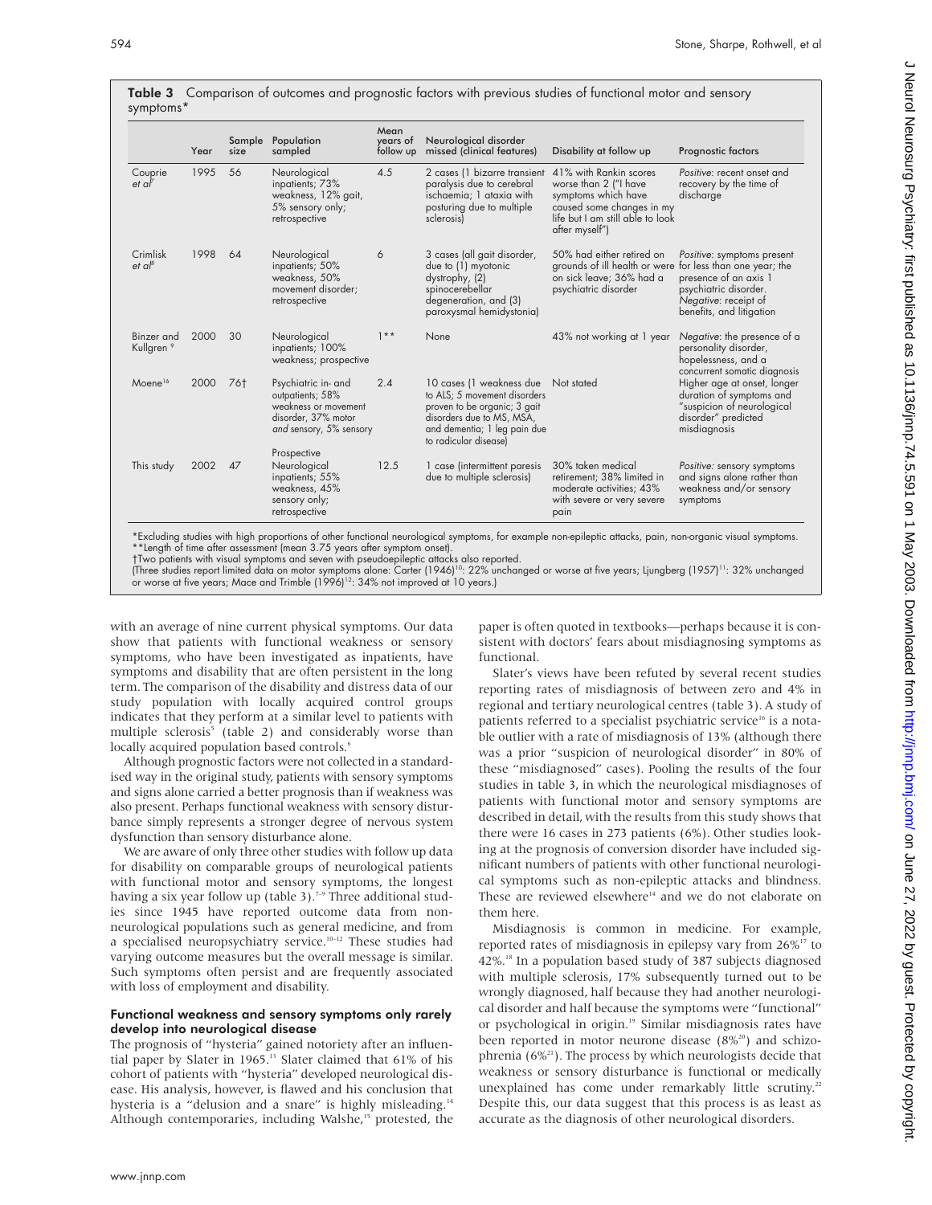**Table 3** Comparison of outcomes and prognostic factors with previous studies of functional motor and sensory symptoms*

| | Year | Sample size | Population sampled | Mean years of follow up | Neurological disorder missed (clinical features) | Disability at follow up | Prognostic factors |
|---|---|---|---|---|---|---|---|
| Couprie *et al*[7] | 1995 | 56 | Neurological inpatients; 73% weakness, 12% gait, 5% sensory only; retrospective | 4.5 | 2 cases (1 bizarre transient paralysis due to cerebral ischaemia; 1 ataxia with posturing due to multiple sclerosis) | 41% with Rankin scores worse than 2 ("I have symptoms which have caused some changes in my life but I am still able to look after myself") | *Positive*: recent onset and recovery by the time of discharge |
| Crimlisk *et al*[8] | 1998 | 64 | Neurological inpatients; 50% weakness, 50% movement disorder; retrospective | 6 | 3 cases (all gait disorder, due to (1) myotonic dystrophy, (2) spinocerebellar degeneration, and (3) paroxysmal hemidystonia) | 50% had either retired on grounds of ill health or were on sick leave; 36% had a psychiatric disorder | *Positive*: symptoms present for less than one year; the presence of an axis 1 psychiatric disorder. *Negative*: receipt of benefits, and litigation |
| Binzer and Kullgren [9] | 2000 | 30 | Neurological inpatients; 100% weakness; prospective | 1** | None | 43% not working at 1 year | *Negative*: the presence of a personality disorder, hopelessness, and a concurrent somatic diagnosis |
| Moene[16] | 2000 | 76† | Psychiatric in- and outpatients; 58% weakness or movement disorder, 37% motor *and* sensory, 5% sensory Prospective | 2.4 | 10 cases (1 weakness due to ALS; 5 movement disorders proven to be organic; 3 gait disorders due to MS, MSA, and dementia; 1 leg pain due to radicular disease) | Not stated | Higher age at onset, longer duration of symptoms and "suspicion of neurological disorder" predicted misdiagnosis |
| This study | 2002 | 47 | Neurological inpatients; 55% weakness, 45% sensory only; retrospective | 12.5 | 1 case (intermittent paresis due to multiple sclerosis) | 30% taken medical retirement; 38% limited in moderate activities; 43% with severe or very severe pain | *Positive*: sensory symptoms and signs alone rather than weakness and/or sensory symptoms |

*Excluding studies with high proportions of other functional neurological symptoms, for example non-epileptic attacks, pain, non-organic visual symptoms.
**Length of time after assessment (mean 3.75 years after symptom onset).
†Two patients with visual symptoms and seven with pseudoepileptic attacks also reported.
(Three studies report limited data on motor symptoms alone: Carter (1946)[10]: 22% unchanged or worse at five years; Ljungberg (1957)[11]: 32% unchanged or worse at five years; Mace and Trimble (1996)[12]: 34% not improved at 10 years.)

with an average of nine current physical symptoms. Our data show that patients with functional weakness or sensory symptoms, who have been investigated as inpatients, have symptoms and disability that are often persistent in the long term. The comparison of the disability and distress data of our study population with locally acquired control groups indicates that they perform at a similar level to patients with multiple sclerosis[5] (table 2) and considerably worse than locally acquired population based controls.[6]

Although prognostic factors were not collected in a standardised way in the original study, patients with sensory symptoms and signs alone carried a better prognosis than if weakness was also present. Perhaps functional weakness with sensory disturbance simply represents a stronger degree of nervous system dysfunction than sensory disturbance alone.

We are aware of only three other studies with follow up data for disability on comparable groups of neurological patients with functional motor and sensory symptoms, the longest having a six year follow up (table 3).[7–9] Three additional studies since 1945 have reported outcome data from non-neurological populations such as general medicine, and from a specialised neuropsychiatry service.[10–12] These studies had varying outcome measures but the overall message is similar. Such symptoms often persist and are frequently associated with loss of employment and disability.

### Functional weakness and sensory symptoms only rarely develop into neurological disease

The prognosis of "hysteria" gained notoriety after an influential paper by Slater in 1965.[13] Slater claimed that 61% of his cohort of patients with "hysteria" developed neurological disease. His analysis, however, is flawed and his conclusion that hysteria is a "delusion and a snare" is highly misleading.[14] Although contemporaries, including Walshe,[15] protested, the paper is often quoted in textbooks—perhaps because it is consistent with doctors' fears about misdiagnosing symptoms as functional.

Slater's views have been refuted by several recent studies reporting rates of misdiagnosis of between zero and 4% in regional and tertiary neurological centres (table 3). A study of patients referred to a specialist psychiatric service[16] is a notable outlier with a rate of misdiagnosis of 13% (although there was a prior "suspicion of neurological disorder" in 80% of these "misdiagnosed" cases). Pooling the results of the four studies in table 3, in which the neurological misdiagnoses of patients with functional motor and sensory symptoms are described in detail, with the results from this study shows that there were 16 cases in 273 patients (6%). Other studies looking at the prognosis of conversion disorder have included significant numbers of patients with other functional neurological symptoms such as non-epileptic attacks and blindness. These are reviewed elsewhere[14] and we do not elaborate on them here.

Misdiagnosis is common in medicine. For example, reported rates of misdiagnosis in epilepsy vary from 26%[17] to 42%.[18] In a population based study of 387 subjects diagnosed with multiple sclerosis, 17% subsequently turned out to be wrongly diagnosed, half because they had another neurological disorder and half because the symptoms were "functional" or psychological in origin.[19] Similar misdiagnosis rates have been reported in motor neurone disease (8%[20]) and schizophrenia (6%[21]). The process by which neurologists decide that weakness or sensory disturbance is functional or medically unexplained has come under remarkably little scrutiny.[22] Despite this, our data suggest that this process is as least as accurate as the diagnosis of other neurological disorders.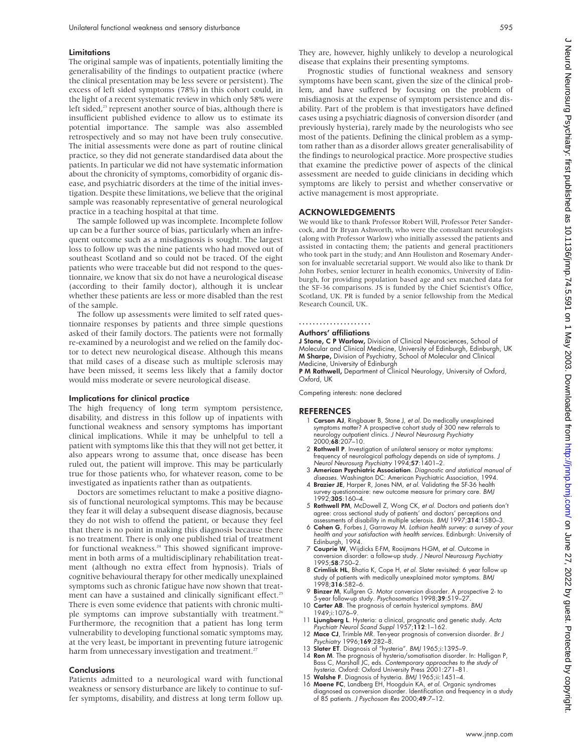### Limitations

The original sample was of inpatients, potentially limiting the generalisability of the findings to outpatient practice (where the clinical presentation may be less severe or persistent). The excess of left sided symptoms (78%) in this cohort could, in the light of a recent systematic review in which only 58% were left sided,[23] represent another source of bias, although there is insufficient published evidence to allow us to estimate its potential importance. The sample was also assembled retrospectively and so may not have been truly consecutive. The initial assessments were done as part of routine clinical practice, so they did not generate standardised data about the patients. In particular we did not have systematic information about the chronicity of symptoms, comorbidity of organic disease, and psychiatric disorders at the time of the initial investigation. Despite these limitations, we believe that the original sample was reasonably representative of general neurological practice in a teaching hospital at that time.

The sample followed up was incomplete. Incomplete follow up can be a further source of bias, particularly when an infrequent outcome such as a misdiagnosis is sought. The largest loss to follow up was the nine patients who had moved out of southeast Scotland and so could not be traced. Of the eight patients who were traceable but did not respond to the questionnaire, we know that six do not have a neurological disease (according to their family doctor), although it is unclear whether these patients are less or more disabled than the rest of the sample.

The follow up assessments were limited to self rated questionnaire responses by patients and three simple questions asked of their family doctors. The patients were not formally re-examined by a neurologist and we relied on the family doctor to detect new neurological disease. Although this means that mild cases of a disease such as multiple sclerosis may have been missed, it seems less likely that a family doctor would miss moderate or severe neurological disease.

### Implications for clinical practice

The high frequency of long term symptom persistence, disability, and distress in this follow up of inpatients with functional weakness and sensory symptoms has important clinical implications. While it may be unhelpful to tell a patient with symptoms like this that they will not get better, it also appears wrong to assume that, once disease has been ruled out, the patient will improve. This may be particularly true for those patients who, for whatever reason, come to be investigated as inpatients rather than as outpatients.

Doctors are sometimes reluctant to make a positive diagnosis of functional neurological symptoms. This may be because they fear it will delay a subsequent disease diagnosis, because they do not wish to offend the patient, or because they feel that there is no point in making this diagnosis because there is no treatment. There is only one published trial of treatment for functional weakness.[24] This showed significant improvement in both arms of a multidisciplinary rehabilitation treatment (although no extra effect from hypnosis). Trials of cognitive behavioural therapy for other medically unexplained symptoms such as chronic fatigue have now shown that treatment can have a sustained and clinically significant effect.[25] There is even some evidence that patients with chronic multiple symptoms can improve substantially with treatment.[26] Furthermore, the recognition that a patient has long term vulnerability to developing functional somatic symptoms may, at the very least, be important in preventing future iatrogenic harm from unnecessary investigation and treatment.[27]

### Conclusions

Patients admitted to a neurological ward with functional weakness or sensory disturbance are likely to continue to suffer symptoms, disability, and distress at long term follow up. They are, however, highly unlikely to develop a neurological disease that explains their presenting symptoms.

Prognostic studies of functional weakness and sensory symptoms have been scant, given the size of the clinical problem, and have suffered by focusing on the problem of misdiagnosis at the expense of symptom persistence and disability. Part of the problem is that investigators have defined cases using a psychiatric diagnosis of conversion disorder (and previously hysteria), rarely made by the neurologists who see most of the patients. Defining the clinical problem as a symptom rather than as a disorder allows greater generalisability of the findings to neurological practice. More prospective studies that examine the predictive power of aspects of the clinical assessment are needed to guide clinicians in deciding which symptoms are likely to persist and whether conservative or active management is most appropriate.

## ACKNOWLEDGEMENTS

We would like to thank Professor Robert Will, Professor Peter Sandercock, and Dr Bryan Ashworth, who were the consultant neurologists (along with Professor Warlow) who initially assessed the patients and assisted in contacting them; the patients and general practitioners who took part in the study; and Ann Houliston and Rosemary Anderson for invaluable secretarial support. We would also like to thank Dr John Forbes, senior lecturer in health economics, University of Edinburgh, for providing population based age and sex matched data for the SF-36 comparisons. JS is funded by the Chief Scientist's Office, Scotland, UK. PR is funded by a senior fellowship from the Medical Research Council, UK.

### Authors' affiliations

**J Stone, C P Warlow,** Division of Clinical Neurosciences, School of Molecular and Clinical Medicine, University of Edinburgh, Edinburgh, UK
**M Sharpe,** Division of Psychiatry, School of Molecular and Clinical Medicine, University of Edinburgh
**P M Rothwell,** Department of Clinical Neurology, University of Oxford, Oxford, UK

Competing interests: none declared

## REFERENCES

1. **Carson AJ**, Ringbauer B, Stone J, *et al*. Do medically unexplained symptoms matter? A prospective cohort study of 300 new referrals to neurology outpatient clinics. *J Neurol Neurosurg Psychiatry* 2000;**68**:207–10.
2. **Rothwell P**. Investigation of unilateral sensory or motor symptoms: frequency of neurological pathology depends on side of symptoms. *J Neurol Neurosurg Psychiatry* 1994;**57**:1401–2.
3. **American Psychiatric Association**. *Diagnostic and statistical manual of diseases*. Washington DC: American Psychiatric Association, 1994.
4. **Brazier JE**, Harper R, Jones NM, *et al*. Validating the SF-36 health survey questionnaire: new outcome measure for primary care. *BMJ* 1992;**305**:160–4.
5. **Rothwell PM**, McDowell Z, Wong CK, *et al*. Doctors and patients don't agree: cross sectional study of patients' and doctors' perceptions and assessments of disability in multiple sclerosis. *BMJ* 1997;**314**:1580–3.
6. **Cohen G**, Forbes J, Garraway M. *Lothian health survey: a survey of your health and your satisfaction with health services*. Edinburgh: University of Edinburgh, 1994.
7. **Couprie W**, Wijdicks E-FM, Rooijmans H-GM, *et al*. Outcome in conversion disorder: a follow-up study. *J Neurol Neurosurg Psychiatry* 1995;**58**:750–2.
8. **Crimlisk HL**, Bhatia K, Cope H, *et al*. Slater revisited: 6 year follow up study of patients with medically unexplained motor symptoms. *BMJ* 1998;**316**:582–6.
9. **Binzer M**, Kullgren G. Motor conversion disorder. A prospective 2- to 5-year follow-up study. *Psychosomatics* 1998;**39**:519–27.
10. **Carter AB**. The prognosis of certain hysterical symptoms. *BMJ* 1949;i:1076–9.
11. **Ljungberg L**. Hysteria: a clinical, prognostic and genetic study. *Acta Psychiatr Neurol Scand Suppl* 1957;**112**:1–162.
12. **Mace CJ**, Trimble MR. Ten-year prognosis of conversion disorder. *Br J Psychiatry* 1996;**169**:282–8.
13. **Slater ET**. Diagnosis of "hysteria". *BMJ* 1965;i:1395–9.
14. **Ron M**. The prognosis of hysteria/somatisation disorder. In: Halligan P, Bass C, Marshall JC, eds. *Contemporary approaches to the study of hysteria*. Oxford: Oxford University Press 2001:271–81.
15. **Walshe F**. Diagnosis of hysteria. *BMJ* 1965;ii:1451–4.
16. **Moene FC**, Landberg EH, Hoogduin KA, *et al*. Organic syndromes diagnosed as conversion disorder. Identification and frequency in a study of 85 patients. *J Psychosom Res* 2000;**49**:7–12.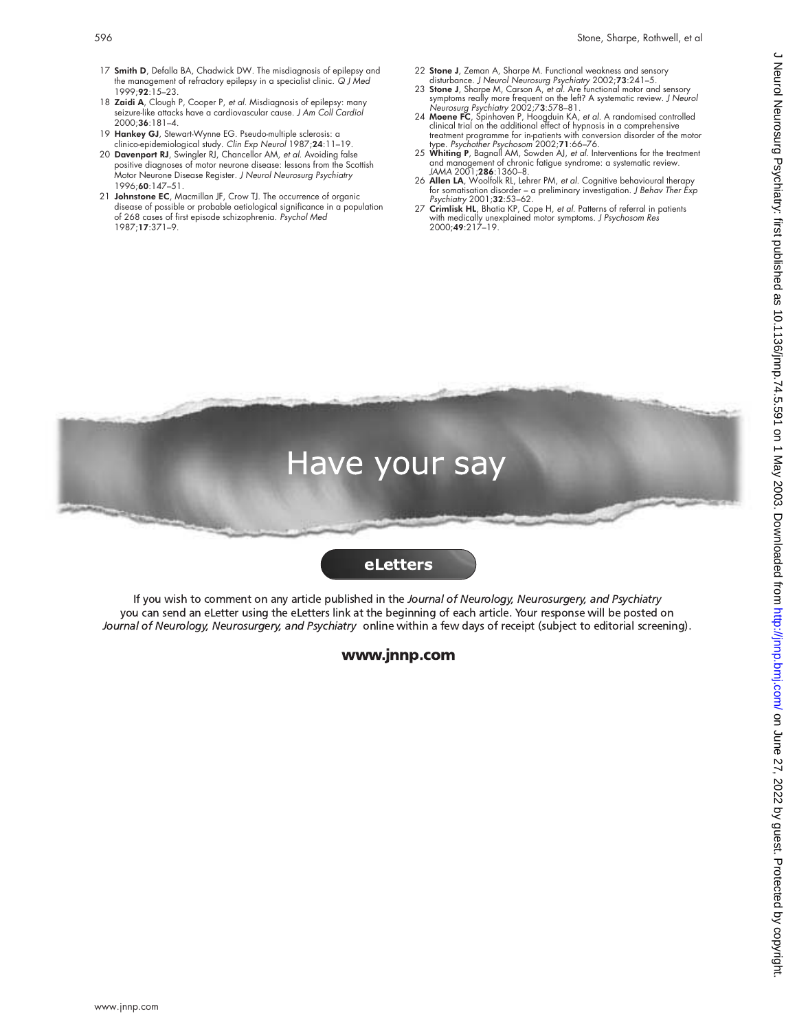17 **Smith D**, Defalla BA, Chadwick DW. The misdiagnosis of epilepsy and the management of refractory epilepsy in a specialist clinic. *Q J Med* 1999;**92**:15–23.

18 **Zaidi A**, Clough P, Cooper P, *et al*. Misdiagnosis of epilepsy: many seizure-like attacks have a cardiovascular cause. *J Am Coll Cardiol* 2000;**36**:181–4.

19 **Hankey GJ**, Stewart-Wynne EG. Pseudo-multiple sclerosis: a clinico-epidemiological study. *Clin Exp Neurol* 1987;**24**:11–19.

20 **Davenport RJ**, Swingler RJ, Chancellor AM, *et al.* Avoiding false positive diagnoses of motor neurone disease: lessons from the Scottish Motor Neurone Disease Register. *J Neurol Neurosurg Psychiatry* 1996;**60**:147–51.

21 **Johnstone EC**, Macmillan JF, Crow TJ. The occurrence of organic disease of possible or probable aetiological significance in a population of 268 cases of first episode schizophrenia. *Psychol Med* 1987;**17**:371–9.

22 **Stone J**, Zeman A, Sharpe M. Functional weakness and sensory disturbance. *J Neurol Neurosurg Psychiatry* 2002;**73**:241–5.

23 **Stone J**, Sharpe M, Carson A, *et al*. Are functional motor and sensory symptoms really more frequent on the left? A systematic review. *J Neurol Neurosurg Psychiatry* 2002;7**3**:578–81.

24 **Moene FC**, Spinhoven P, Hoogduin KA, *et al*. A randomised controlled clinical trial on the additional effect of hypnosis in a comprehensive treatment programme for in-patients with conversion disorder of the motor type. *Psychother Psychosom* 2002;**71**:66–76.

25 **Whiting P**, Bagnall AM, Sowden AJ, *et al*. Interventions for the treatment and management of chronic fatigue syndrome: a systematic review. *JAMA* 2001;**286**:1360–8.

26 **Allen LA**, Woolfolk RL, Lehrer PM, *et al*. Cognitive behavioural therapy for somatisation disorder – a preliminary investigation. *J Behav Ther Exp Psychiatry* 2001;**32**:53–62.

27 **Crimlisk HL**, Bhatia KP, Cope H, *et al*. Patterns of referral in patients with medically unexplained motor symptoms. *J Psychosom Res* 2000;**49**:217–19.

Have your say

**eLetters**

If you wish to comment on any article published in the *Journal of Neurology, Neurosurgery, and Psychiatry* you can send an eLetter using the eLetters link at the beginning of each article. Your response will be posted on *Journal of Neurology, Neurosurgery, and Psychiatry* online within a few days of receipt (subject to editorial screening).

**www.jnnp.com**